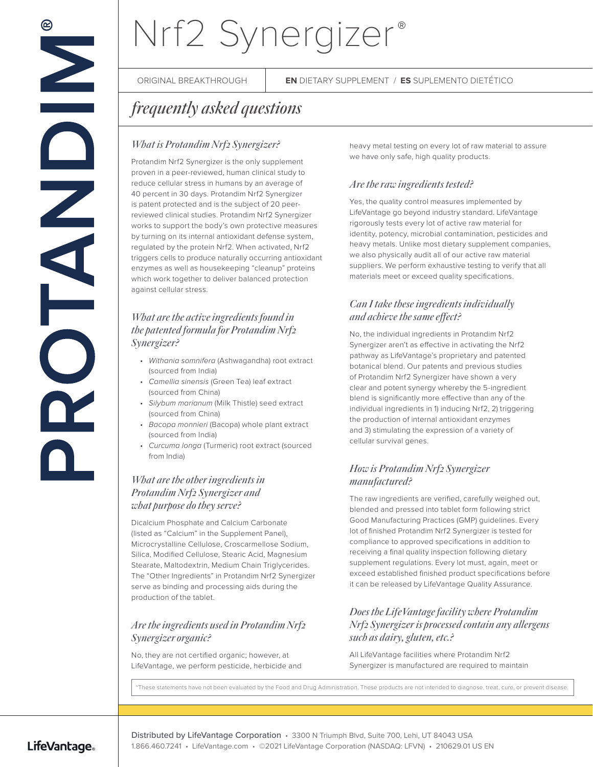# Nrf2 Synergizer®

ORIGINAL BREAKTHROUGH | **EN** DIETARY SUPPLEMENT / **ES** SUPLEMENTO DIETÉTICO

## *frequently asked questions*

### *What is Protandim Nrf2 Synergizer?*

Protandim Nrf2 Synergizer is the only supplement proven in a peer-reviewed, human clinical study to reduce cellular stress in humans by an average of 40 percent in 30 days. Protandim Nrf2 Synergizer is patent protected and is the subject of 20 peer-reviewed clinical studies. Protandim Nrf2 Synergizer works to support the body's own protective measures by turning on its internal antioxidant defense system, regulated by the protein Nrf2. When activated, Nrf2 triggers cells to produce naturally occurring antioxidant enzymes as well as housekeeping "cleanup" proteins which work together to deliver balanced protection against cellular stress.

### *What are the active ingredients found in the patented formula for Protandim Nrf2 Synergizer?*

- *Withania somnifera* (Ashwagandha) root extract (sourced from India)
- *Camellia sinensis* (Green Tea) leaf extract (sourced from China)
- *Silybum marianum* (Milk Thistle) seed extract (sourced from China)
- *Bacopa monnieri* (Bacopa) whole plant extract (sourced from India)
- *Curcuma longa* (Turmeric) root extract (sourced from India)

### *What are the other ingredients in Protandim Nrf2 Synergizer and what purpose do they serve?*

Dicalcium Phosphate and Calcium Carbonate (listed as "Calcium" in the Supplement Panel), Microcrystalline Cellulose, Croscarmellose Sodium, Silica, Modified Cellulose, Stearic Acid, Magnesium Stearate, Maltodextrin, Medium Chain Triglycerides. The "Other Ingredients" in Protandim Nrf2 Synergizer serve as binding and processing aids during the production of the tablet.

### *Are the ingredients used in Protandim Nrf2 Synergizer organic?*

No, they are not certified organic; however, at LifeVantage, we perform pesticide, herbicide and heavy metal testing on every lot of raw material to assure we have only safe, high quality products.

### *Are the raw ingredients tested?*

Yes, the quality control measures implemented by LifeVantage go beyond industry standard. LifeVantage rigorously tests every lot of active raw material for identity, potency, microbial contamination, pesticides and heavy metals. Unlike most dietary supplement companies, we also physically audit all of our active raw material suppliers. We perform exhaustive testing to verify that all materials meet or exceed quality specifications.

### *Can I take these ingredients individually and achieve the same effect?*

No, the individual ingredients in Protandim Nrf2 Synergizer aren't as effective in activating the Nrf2 pathway as LifeVantage's proprietary and patented botanical blend. Our patents and previous studies of Protandim Nrf2 Synergizer have shown a very clear and potent synergy whereby the 5-ingredient blend is significantly more effective than any of the individual ingredients in 1) inducing Nrf2, 2) triggering the production of internal antioxidant enzymes and 3) stimulating the expression of a variety of cellular survival genes.

### *How is Protandim Nrf2 Synergizer manufactured?*

The raw ingredients are verified, carefully weighed out, blended and pressed into tablet form following strict Good Manufacturing Practices (GMP) guidelines. Every lot of finished Protandim Nrf2 Synergizer is tested for compliance to approved specifications in addition to receiving a final quality inspection following dietary supplement regulations. Every lot must, again, meet or exceed established finished product specifications before it can be released by LifeVantage Quality Assurance.

### *Does the LifeVantage facility where Protandim Nrf2 Synergizer is processed contain any allergens such as dairy, gluten, etc.?*

All LifeVantage facilities where Protandim Nrf2 Synergizer is manufactured are required to maintain

*These statements have not been evaluated by the Food and Drug Administration. These products are not intended to diagnose, treat, cure, or prevent disease.

Distributed by LifeVantage Corporation • 3300 N Triumph Blvd, Suite 700, Lehi, UT 84043 USA
1.866.460.7241 • LifeVantage.com • ©2021 LifeVantage Corporation (NASDAQ: LFVN) • 210629.01 US EN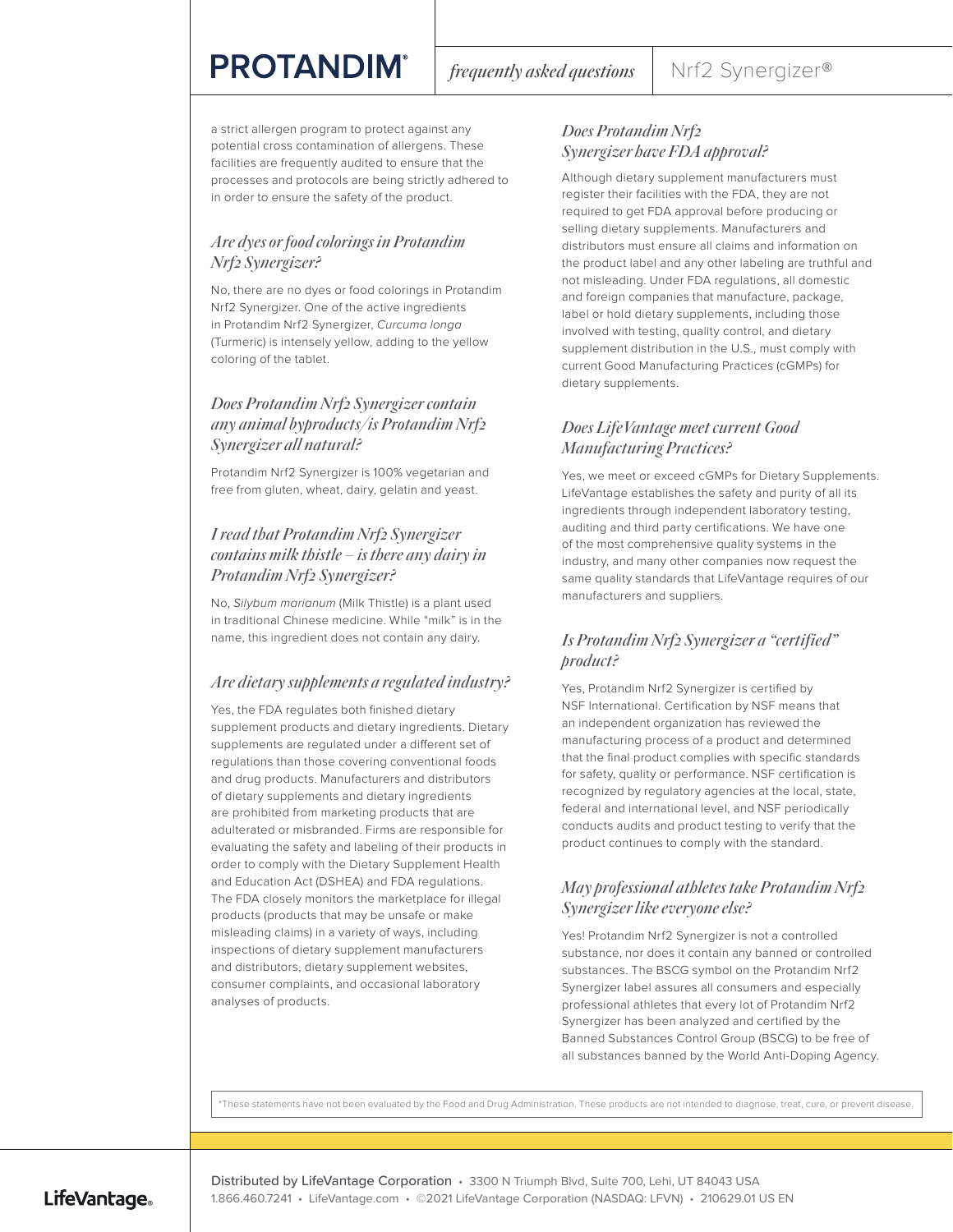a strict allergen program to protect against any potential cross contamination of allergens. These facilities are frequently audited to ensure that the processes and protocols are being strictly adhered to in order to ensure the safety of the product.

### *Are dyes or food colorings in Protandim Nrf2 Synergizer?*

No, there are no dyes or food colorings in Protandim Nrf2 Synergizer. One of the active ingredients in Protandim Nrf2 Synergizer, *Curcuma longa* (Turmeric) is intensely yellow, adding to the yellow coloring of the tablet.

### *Does Protandim Nrf2 Synergizer contain any animal byproducts/is Protandim Nrf2 Synergizer all natural?*

Protandim Nrf2 Synergizer is 100% vegetarian and free from gluten, wheat, dairy, gelatin and yeast.

### *I read that Protandim Nrf2 Synergizer contains milk thistle – is there any dairy in Protandim Nrf2 Synergizer?*

No, *Silybum marianum* (Milk Thistle) is a plant used in traditional Chinese medicine. While "milk" is in the name, this ingredient does not contain any dairy.

### *Are dietary supplements a regulated industry?*

Yes, the FDA regulates both finished dietary supplement products and dietary ingredients. Dietary supplements are regulated under a different set of regulations than those covering conventional foods and drug products. Manufacturers and distributors of dietary supplements and dietary ingredients are prohibited from marketing products that are adulterated or misbranded. Firms are responsible for evaluating the safety and labeling of their products in order to comply with the Dietary Supplement Health and Education Act (DSHEA) and FDA regulations. The FDA closely monitors the marketplace for illegal products (products that may be unsafe or make misleading claims) in a variety of ways, including inspections of dietary supplement manufacturers and distributors, dietary supplement websites, consumer complaints, and occasional laboratory analyses of products.

### *Does Protandim Nrf2 Synergizer have FDA approval?*

Although dietary supplement manufacturers must register their facilities with the FDA, they are not required to get FDA approval before producing or selling dietary supplements. Manufacturers and distributors must ensure all claims and information on the product label and any other labeling are truthful and not misleading. Under FDA regulations, all domestic and foreign companies that manufacture, package, label or hold dietary supplements, including those involved with testing, quality control, and dietary supplement distribution in the U.S., must comply with current Good Manufacturing Practices (cGMPs) for dietary supplements.

### *Does LifeVantage meet current Good Manufacturing Practices?*

Yes, we meet or exceed cGMPs for Dietary Supplements. LifeVantage establishes the safety and purity of all its ingredients through independent laboratory testing, auditing and third party certifications. We have one of the most comprehensive quality systems in the industry, and many other companies now request the same quality standards that LifeVantage requires of our manufacturers and suppliers.

### *Is Protandim Nrf2 Synergizer a "certified" product?*

Yes, Protandim Nrf2 Synergizer is certified by NSF International. Certification by NSF means that an independent organization has reviewed the manufacturing process of a product and determined that the final product complies with specific standards for safety, quality or performance. NSF certification is recognized by regulatory agencies at the local, state, federal and international level, and NSF periodically conducts audits and product testing to verify that the product continues to comply with the standard.

### *May professional athletes take Protandim Nrf2 Synergizer like everyone else?*

Yes! Protandim Nrf2 Synergizer is not a controlled substance, nor does it contain any banned or controlled substances. The BSCG symbol on the Protandim Nrf2 Synergizer label assures all consumers and especially professional athletes that every lot of Protandim Nrf2 Synergizer has been analyzed and certified by the Banned Substances Control Group (BSCG) to be free of all substances banned by the World Anti-Doping Agency.

*These statements have not been evaluated by the Food and Drug Administration. These products are not intended to diagnose, treat, cure, or prevent disease.

Distributed by LifeVantage Corporation • 3300 N Triumph Blvd, Suite 700, Lehi, UT 84043 USA
1.866.460.7241 • LifeVantage.com • ©2021 LifeVantage Corporation (NASDAQ: LFVN) • 210629.01 US EN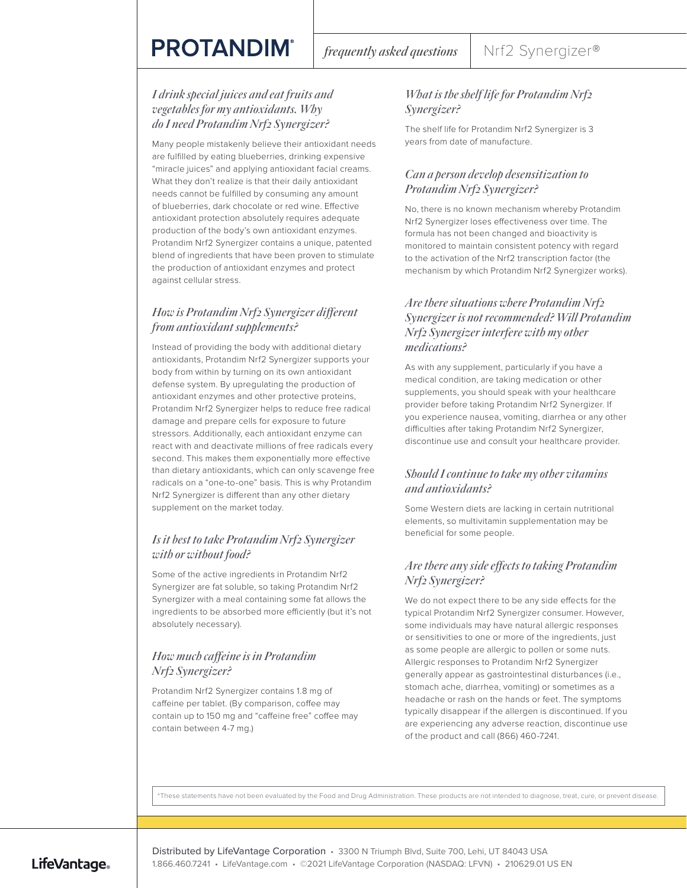# PROTANDIM®

*frequently asked questions* | Nrf2 Synergizer®

### *I drink special juices and eat fruits and vegetables for my antioxidants. Why do I need Protandim Nrf2 Synergizer?*

Many people mistakenly believe their antioxidant needs are fulfilled by eating blueberries, drinking expensive "miracle juices" and applying antioxidant facial creams. What they don't realize is that their daily antioxidant needs cannot be fulfilled by consuming any amount of blueberries, dark chocolate or red wine. Effective antioxidant protection absolutely requires adequate production of the body's own antioxidant enzymes. Protandim Nrf2 Synergizer contains a unique, patented blend of ingredients that have been proven to stimulate the production of antioxidant enzymes and protect against cellular stress.

### *How is Protandim Nrf2 Synergizer different from antioxidant supplements?*

Instead of providing the body with additional dietary antioxidants, Protandim Nrf2 Synergizer supports your body from within by turning on its own antioxidant defense system. By upregulating the production of antioxidant enzymes and other protective proteins, Protandim Nrf2 Synergizer helps to reduce free radical damage and prepare cells for exposure to future stressors. Additionally, each antioxidant enzyme can react with and deactivate millions of free radicals every second. This makes them exponentially more effective than dietary antioxidants, which can only scavenge free radicals on a "one-to-one" basis. This is why Protandim Nrf2 Synergizer is different than any other dietary supplement on the market today.

### *Is it best to take Protandim Nrf2 Synergizer with or without food?*

Some of the active ingredients in Protandim Nrf2 Synergizer are fat soluble, so taking Protandim Nrf2 Synergizer with a meal containing some fat allows the ingredients to be absorbed more efficiently (but it's not absolutely necessary).

### *How much caffeine is in Protandim Nrf2 Synergizer?*

Protandim Nrf2 Synergizer contains 1.8 mg of caffeine per tablet. (By comparison, coffee may contain up to 150 mg and "caffeine free" coffee may contain between 4-7 mg.)

### *What is the shelf life for Protandim Nrf2 Synergizer?*

The shelf life for Protandim Nrf2 Synergizer is 3 years from date of manufacture.

### *Can a person develop desensitization to Protandim Nrf2 Synergizer?*

No, there is no known mechanism whereby Protandim Nrf2 Synergizer loses effectiveness over time. The formula has not been changed and bioactivity is monitored to maintain consistent potency with regard to the activation of the Nrf2 transcription factor (the mechanism by which Protandim Nrf2 Synergizer works).

### *Are there situations where Protandim Nrf2 Synergizer is not recommended? Will Protandim Nrf2 Synergizer interfere with my other medications?*

As with any supplement, particularly if you have a medical condition, are taking medication or other supplements, you should speak with your healthcare provider before taking Protandim Nrf2 Synergizer. If you experience nausea, vomiting, diarrhea or any other difficulties after taking Protandim Nrf2 Synergizer, discontinue use and consult your healthcare provider.

### *Should I continue to take my other vitamins and antioxidants?*

Some Western diets are lacking in certain nutritional elements, so multivitamin supplementation may be beneficial for some people.

### *Are there any side effects to taking Protandim Nrf2 Synergizer?*

We do not expect there to be any side effects for the typical Protandim Nrf2 Synergizer consumer. However, some individuals may have natural allergic responses or sensitivities to one or more of the ingredients, just as some people are allergic to pollen or some nuts. Allergic responses to Protandim Nrf2 Synergizer generally appear as gastrointestinal disturbances (i.e., stomach ache, diarrhea, vomiting) or sometimes as a headache or rash on the hands or feet. The symptoms typically disappear if the allergen is discontinued. If you are experiencing any adverse reaction, discontinue use of the product and call (866) 460-7241.

*These statements have not been evaluated by the Food and Drug Administration. These products are not intended to diagnose, treat, cure, or prevent disease.

LifeVantage®

Distributed by LifeVantage Corporation • 3300 N Triumph Blvd, Suite 700, Lehi, UT 84043 USA
1.866.460.7241 • LifeVantage.com • ©2021 LifeVantage Corporation (NASDAQ: LFVN) • 210629.01 US EN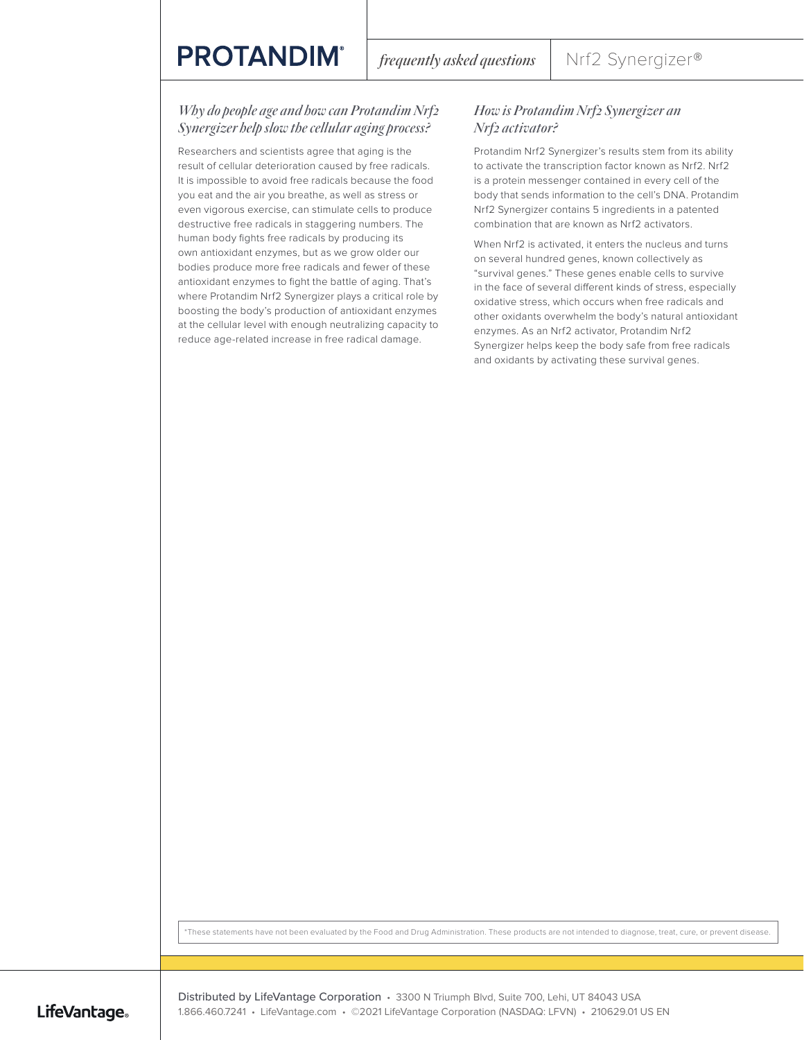## Why do people age and how can Protandim Nrf2 Synergizer help slow the cellular aging process?

Researchers and scientists agree that aging is the result of cellular deterioration caused by free radicals. It is impossible to avoid free radicals because the food you eat and the air you breathe, as well as stress or even vigorous exercise, can stimulate cells to produce destructive free radicals in staggering numbers. The human body fights free radicals by producing its own antioxidant enzymes, but as we grow older our bodies produce more free radicals and fewer of these antioxidant enzymes to fight the battle of aging. That's where Protandim Nrf2 Synergizer plays a critical role by boosting the body's production of antioxidant enzymes at the cellular level with enough neutralizing capacity to reduce age-related increase in free radical damage.

## How is Protandim Nrf2 Synergizer an Nrf2 activator?

Protandim Nrf2 Synergizer's results stem from its ability to activate the transcription factor known as Nrf2. Nrf2 is a protein messenger contained in every cell of the body that sends information to the cell's DNA. Protandim Nrf2 Synergizer contains 5 ingredients in a patented combination that are known as Nrf2 activators.

When Nrf2 is activated, it enters the nucleus and turns on several hundred genes, known collectively as "survival genes." These genes enable cells to survive in the face of several different kinds of stress, especially oxidative stress, which occurs when free radicals and other oxidants overwhelm the body's natural antioxidant enzymes. As an Nrf2 activator, Protandim Nrf2 Synergizer helps keep the body safe from free radicals and oxidants by activating these survival genes.

*These statements have not been evaluated by the Food and Drug Administration. These products are not intended to diagnose, treat, cure, or prevent disease.

LifeVantage

Distributed by LifeVantage Corporation • 3300 N Triumph Blvd, Suite 700, Lehi, UT 84043 USA
1.866.460.7241 • LifeVantage.com • ©2021 LifeVantage Corporation (NASDAQ: LFVN) • 210629.01 US EN